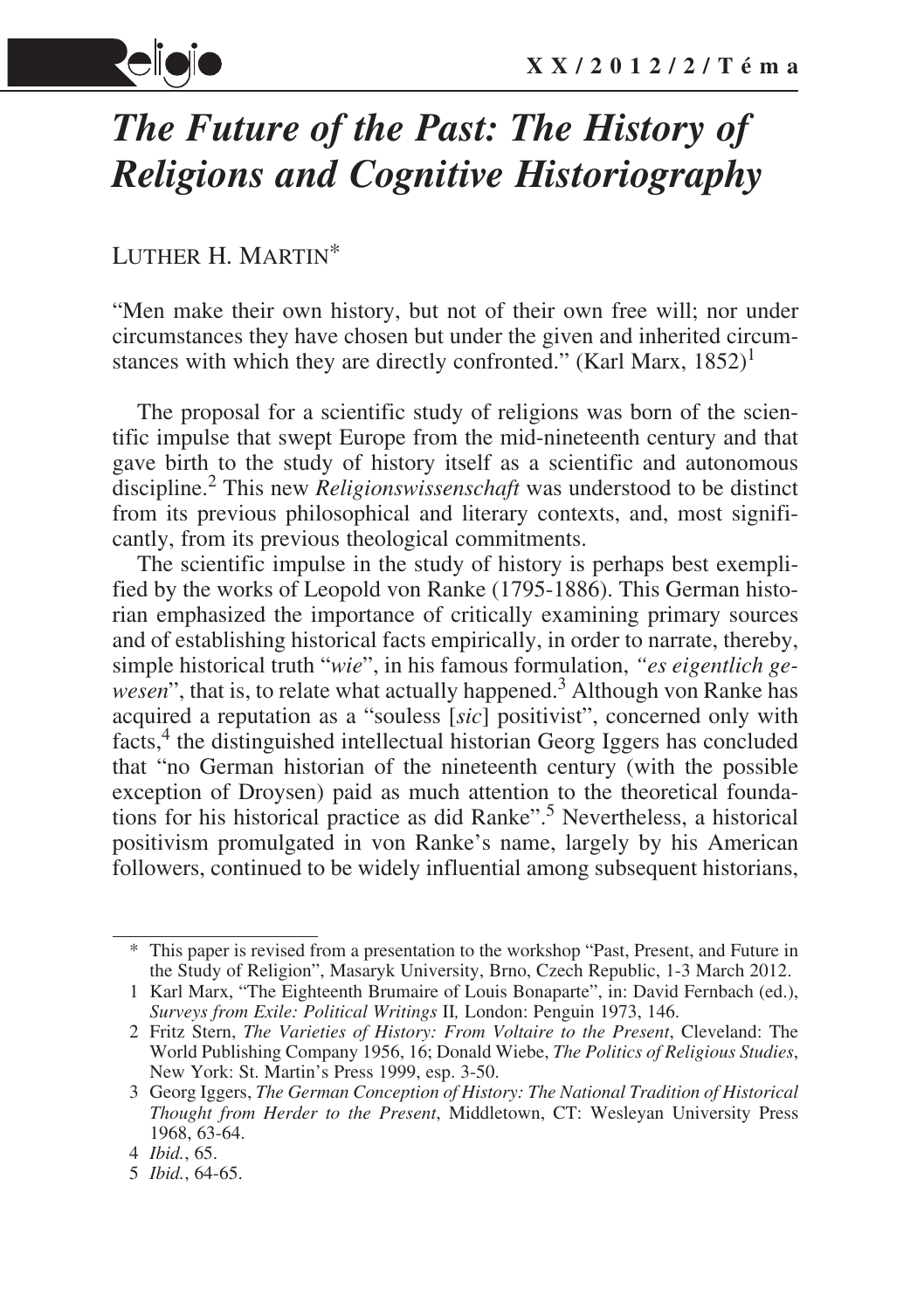# *The Future of the Past: The History of Religions and Cognitive Historiography*

LUTHER H. MARTIN[*]

"Men make their own history, but not of their own free will; nor under circumstances they have chosen but under the given and inherited circumstances with which they are directly confronted." (Karl Marx, 1852)[1]

The proposal for a scientific study of religions was born of the scientific impulse that swept Europe from the mid-nineteenth century and that gave birth to the study of history itself as a scientific and autonomous discipline.[2] This new *Religionswissenschaft* was understood to be distinct from its previous philosophical and literary contexts, and, most significantly, from its previous theological commitments.

The scientific impulse in the study of history is perhaps best exemplified by the works of Leopold von Ranke (1795-1886). This German historian emphasized the importance of critically examining primary sources and of establishing historical facts empirically, in order to narrate, thereby, simple historical truth "*wie*", in his famous formulation, *"es eigentlich gewesen*", that is, to relate what actually happened.[3] Although von Ranke has acquired a reputation as a "souless [*sic*] positivist", concerned only with facts,[4] the distinguished intellectual historian Georg Iggers has concluded that "no German historian of the nineteenth century (with the possible exception of Droysen) paid as much attention to the theoretical foundations for his historical practice as did Ranke".[5] Nevertheless, a historical positivism promulgated in von Ranke's name, largely by his American followers, continued to be widely influential among subsequent historians,

---

\* This paper is revised from a presentation to the workshop "Past, Present, and Future in the Study of Religion", Masaryk University, Brno, Czech Republic, 1-3 March 2012.

1 Karl Marx, "The Eighteenth Brumaire of Louis Bonaparte", in: David Fernbach (ed.), *Surveys from Exile: Political Writings* II*,* London: Penguin 1973, 146.

2 Fritz Stern, *The Varieties of History: From Voltaire to the Present*, Cleveland: The World Publishing Company 1956, 16; Donald Wiebe, *The Politics of Religious Studies*, New York: St. Martin's Press 1999, esp. 3-50.

3 Georg Iggers, *The German Conception of History: The National Tradition of Historical Thought from Herder to the Present*, Middletown, CT: Wesleyan University Press 1968, 63-64.

4 *Ibid.*, 65.

5 *Ibid.*, 64-65.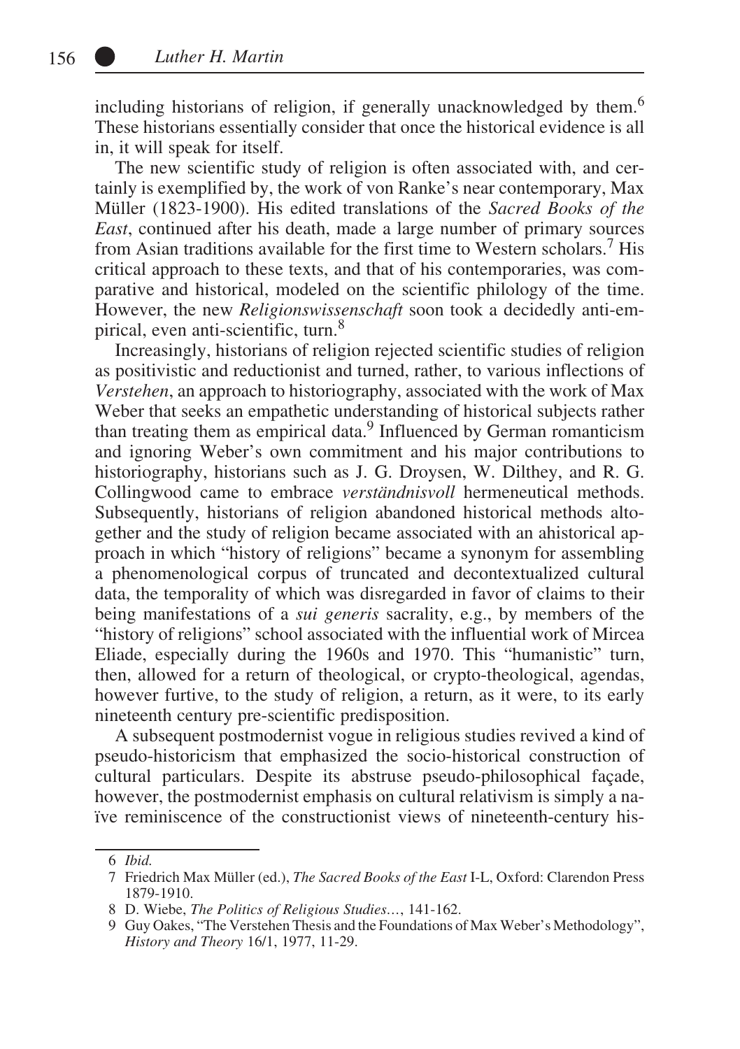including historians of religion, if generally unacknowledged by them.[6] These historians essentially consider that once the historical evidence is all in, it will speak for itself.

The new scientific study of religion is often associated with, and certainly is exemplified by, the work of von Ranke's near contemporary, Max Müller (1823-1900). His edited translations of the *Sacred Books of the East*, continued after his death, made a large number of primary sources from Asian traditions available for the first time to Western scholars.[7] His critical approach to these texts, and that of his contemporaries, was comparative and historical, modeled on the scientific philology of the time. However, the new *Religionswissenschaft* soon took a decidedly anti-empirical, even anti-scientific, turn.[8]

Increasingly, historians of religion rejected scientific studies of religion as positivistic and reductionist and turned, rather, to various inflections of *Verstehen*, an approach to historiography, associated with the work of Max Weber that seeks an empathetic understanding of historical subjects rather than treating them as empirical data.[9] Influenced by German romanticism and ignoring Weber's own commitment and his major contributions to historiography, historians such as J. G. Droysen, W. Dilthey, and R. G. Collingwood came to embrace *verständnisvoll* hermeneutical methods. Subsequently, historians of religion abandoned historical methods altogether and the study of religion became associated with an ahistorical approach in which "history of religions" became a synonym for assembling a phenomenological corpus of truncated and decontextualized cultural data, the temporality of which was disregarded in favor of claims to their being manifestations of a *sui generis* sacrality, e.g., by members of the "history of religions" school associated with the influential work of Mircea Eliade, especially during the 1960s and 1970. This "humanistic" turn, then, allowed for a return of theological, or crypto-theological, agendas, however furtive, to the study of religion, a return, as it were, to its early nineteenth century pre-scientific predisposition.

A subsequent postmodernist vogue in religious studies revived a kind of pseudo-historicism that emphasized the socio-historical construction of cultural particulars. Despite its abstruse pseudo-philosophical façade, however, the postmodernist emphasis on cultural relativism is simply a naïve reminiscence of the constructionist views of nineteenth-century his-

---

6 *Ibid.*

7 Friedrich Max Müller (ed.), *The Sacred Books of the East* I-L, Oxford: Clarendon Press 1879-1910.

8 D. Wiebe, *The Politics of Religious Studies*…, 141-162.

9 Guy Oakes, "The Verstehen Thesis and the Foundations of Max Weber's Methodology", *History and Theory* 16/1, 1977, 11-29.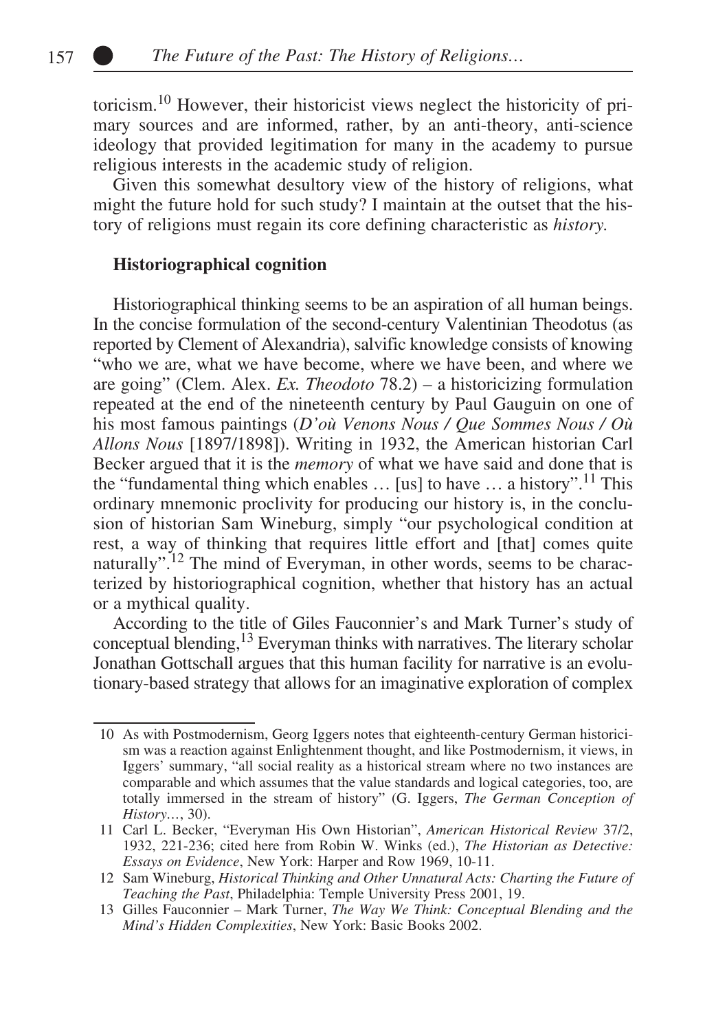toricism.[10] However, their historicist views neglect the historicity of primary sources and are informed, rather, by an anti-theory, anti-science ideology that provided legitimation for many in the academy to pursue religious interests in the academic study of religion.

Given this somewhat desultory view of the history of religions, what might the future hold for such study? I maintain at the outset that the history of religions must regain its core defining characteristic as *history*.

### Historiographical cognition

Historiographical thinking seems to be an aspiration of all human beings. In the concise formulation of the second-century Valentinian Theodotus (as reported by Clement of Alexandria), salvific knowledge consists of knowing "who we are, what we have become, where we have been, and where we are going" (Clem. Alex. *Ex. Theodoto* 78.2) – a historicizing formulation repeated at the end of the nineteenth century by Paul Gauguin on one of his most famous paintings (*D'où Venons Nous / Que Sommes Nous / Où Allons Nous* [1897/1898]). Writing in 1932, the American historian Carl Becker argued that it is the *memory* of what we have said and done that is the "fundamental thing which enables … [us] to have … a history".[11] This ordinary mnemonic proclivity for producing our history is, in the conclusion of historian Sam Wineburg, simply "our psychological condition at rest, a way of thinking that requires little effort and [that] comes quite naturally".[12] The mind of Everyman, in other words, seems to be characterized by historiographical cognition, whether that history has an actual or a mythical quality.

According to the title of Giles Fauconnier's and Mark Turner's study of conceptual blending,[13] Everyman thinks with narratives. The literary scholar Jonathan Gottschall argues that this human facility for narrative is an evolutionary-based strategy that allows for an imaginative exploration of complex

---

10 As with Postmodernism, Georg Iggers notes that eighteenth-century German historicism was a reaction against Enlightenment thought, and like Postmodernism, it views, in Iggers' summary, "all social reality as a historical stream where no two instances are comparable and which assumes that the value standards and logical categories, too, are totally immersed in the stream of history" (G. Iggers, *The German Conception of History*…, 30).

11 Carl L. Becker, "Everyman His Own Historian", *American Historical Review* 37/2, 1932, 221-236; cited here from Robin W. Winks (ed.), *The Historian as Detective: Essays on Evidence*, New York: Harper and Row 1969, 10-11.

12 Sam Wineburg, *Historical Thinking and Other Unnatural Acts: Charting the Future of Teaching the Past*, Philadelphia: Temple University Press 2001, 19.

13 Gilles Fauconnier – Mark Turner, *The Way We Think: Conceptual Blending and the Mind's Hidden Complexities*, New York: Basic Books 2002.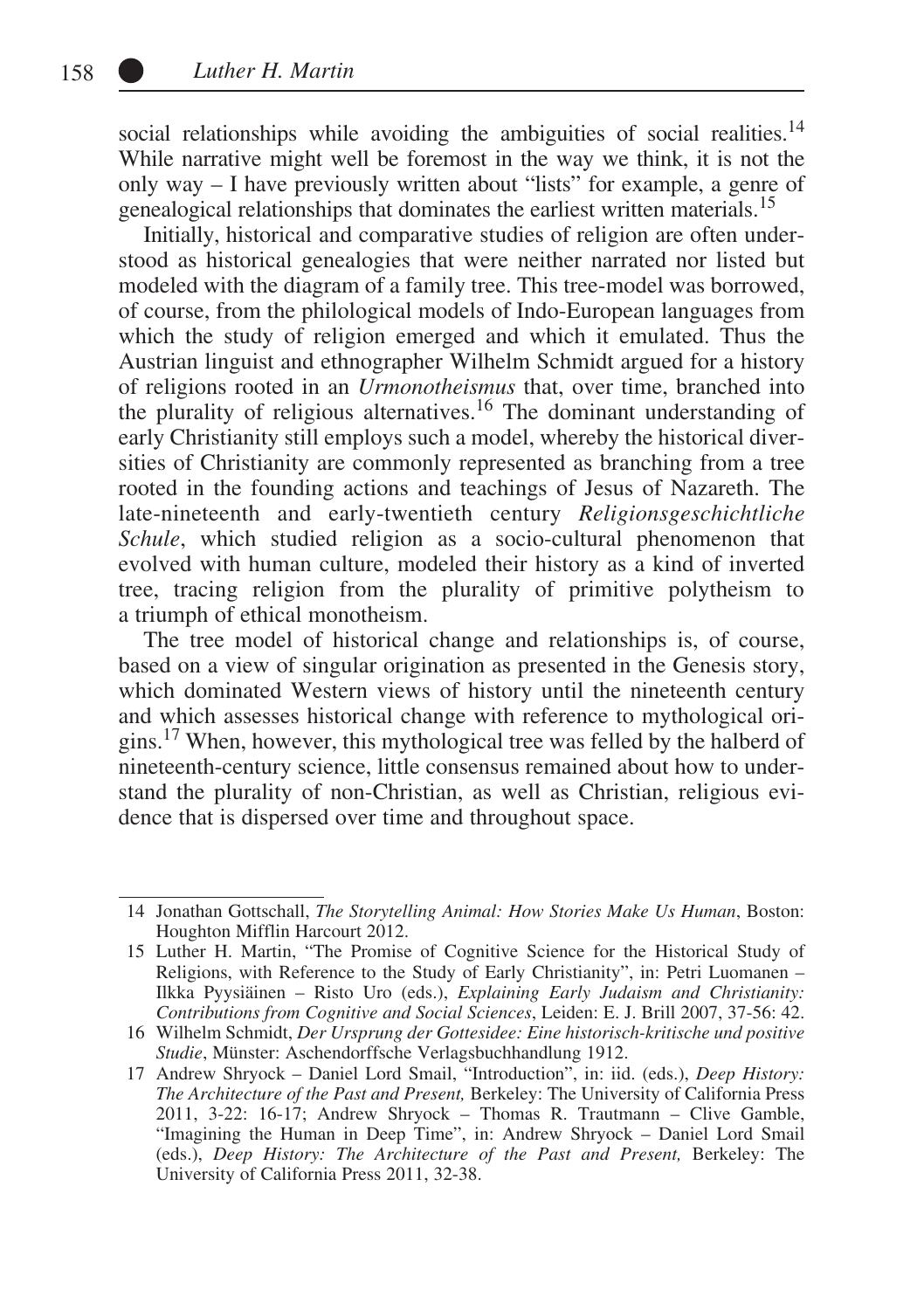social relationships while avoiding the ambiguities of social realities.[14] While narrative might well be foremost in the way we think, it is not the only way – I have previously written about "lists" for example, a genre of genealogical relationships that dominates the earliest written materials.[15]

Initially, historical and comparative studies of religion are often understood as historical genealogies that were neither narrated nor listed but modeled with the diagram of a family tree. This tree-model was borrowed, of course, from the philological models of Indo-European languages from which the study of religion emerged and which it emulated. Thus the Austrian linguist and ethnographer Wilhelm Schmidt argued for a history of religions rooted in an *Urmonotheismus* that, over time, branched into the plurality of religious alternatives.[16] The dominant understanding of early Christianity still employs such a model, whereby the historical diversities of Christianity are commonly represented as branching from a tree rooted in the founding actions and teachings of Jesus of Nazareth. The late-nineteenth and early-twentieth century *Religionsgeschichtliche Schule*, which studied religion as a socio-cultural phenomenon that evolved with human culture, modeled their history as a kind of inverted tree, tracing religion from the plurality of primitive polytheism to a triumph of ethical monotheism.

The tree model of historical change and relationships is, of course, based on a view of singular origination as presented in the Genesis story, which dominated Western views of history until the nineteenth century and which assesses historical change with reference to mythological origins.[17] When, however, this mythological tree was felled by the halberd of nineteenth-century science, little consensus remained about how to understand the plurality of non-Christian, as well as Christian, religious evidence that is dispersed over time and throughout space.

---

14 Jonathan Gottschall, *The Storytelling Animal: How Stories Make Us Human*, Boston: Houghton Mifflin Harcourt 2012.

15 Luther H. Martin, "The Promise of Cognitive Science for the Historical Study of Religions, with Reference to the Study of Early Christianity", in: Petri Luomanen – Ilkka Pyysiäinen – Risto Uro (eds.), *Explaining Early Judaism and Christianity: Contributions from Cognitive and Social Sciences*, Leiden: E. J. Brill 2007, 37-56: 42.

16 Wilhelm Schmidt, *Der Ursprung der Gottesidee: Eine historisch-kritische und positive Studie*, Münster: Aschendorffsche Verlagsbuchhandlung 1912.

17 Andrew Shryock – Daniel Lord Smail, "Introduction", in: iid. (eds.), *Deep History: The Architecture of the Past and Present,* Berkeley: The University of California Press 2011, 3-22: 16-17; Andrew Shryock – Thomas R. Trautmann – Clive Gamble, "Imagining the Human in Deep Time", in: Andrew Shryock – Daniel Lord Smail (eds.), *Deep History: The Architecture of the Past and Present,* Berkeley: The University of California Press 2011, 32-38.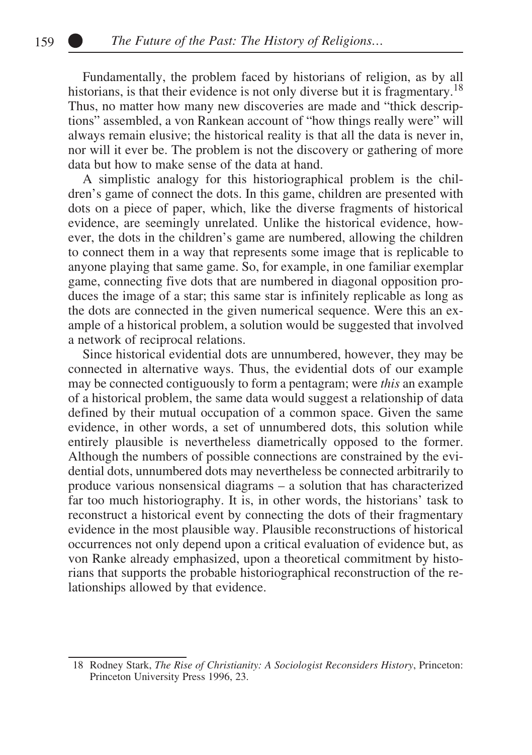Fundamentally, the problem faced by historians of religion, as by all historians, is that their evidence is not only diverse but it is fragmentary.[18] Thus, no matter how many new discoveries are made and "thick descriptions" assembled, a von Rankean account of "how things really were" will always remain elusive; the historical reality is that all the data is never in, nor will it ever be. The problem is not the discovery or gathering of more data but how to make sense of the data at hand.

A simplistic analogy for this historiographical problem is the children's game of connect the dots. In this game, children are presented with dots on a piece of paper, which, like the diverse fragments of historical evidence, are seemingly unrelated. Unlike the historical evidence, however, the dots in the children's game are numbered, allowing the children to connect them in a way that represents some image that is replicable to anyone playing that same game. So, for example, in one familiar exemplar game, connecting five dots that are numbered in diagonal opposition produces the image of a star; this same star is infinitely replicable as long as the dots are connected in the given numerical sequence. Were this an example of a historical problem, a solution would be suggested that involved a network of reciprocal relations.

Since historical evidential dots are unnumbered, however, they may be connected in alternative ways. Thus, the evidential dots of our example may be connected contiguously to form a pentagram; were *this* an example of a historical problem, the same data would suggest a relationship of data defined by their mutual occupation of a common space. Given the same evidence, in other words, a set of unnumbered dots, this solution while entirely plausible is nevertheless diametrically opposed to the former. Although the numbers of possible connections are constrained by the evidential dots, unnumbered dots may nevertheless be connected arbitrarily to produce various nonsensical diagrams – a solution that has characterized far too much historiography. It is, in other words, the historians' task to reconstruct a historical event by connecting the dots of their fragmentary evidence in the most plausible way. Plausible reconstructions of historical occurrences not only depend upon a critical evaluation of evidence but, as von Ranke already emphasized, upon a theoretical commitment by historians that supports the probable historiographical reconstruction of the relationships allowed by that evidence.

---

18 Rodney Stark, *The Rise of Christianity: A Sociologist Reconsiders History*, Princeton: Princeton University Press 1996, 23.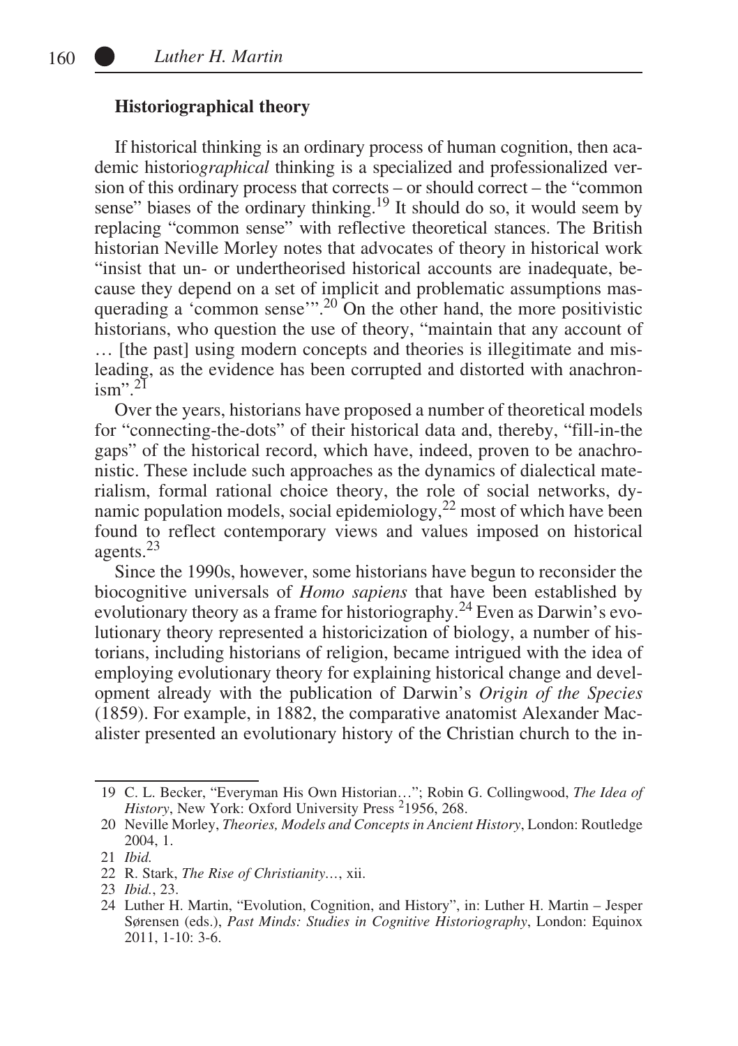## Historiographical theory

If historical thinking is an ordinary process of human cognition, then academic historio*graphical* thinking is a specialized and professionalized version of this ordinary process that corrects – or should correct – the "common sense" biases of the ordinary thinking.[19] It should do so, it would seem by replacing "common sense" with reflective theoretical stances. The British historian Neville Morley notes that advocates of theory in historical work "insist that un- or undertheorised historical accounts are inadequate, because they depend on a set of implicit and problematic assumptions masquerading a 'common sense'".[20] On the other hand, the more positivistic historians, who question the use of theory, "maintain that any account of … [the past] using modern concepts and theories is illegitimate and misleading, as the evidence has been corrupted and distorted with anachronism".[21]

Over the years, historians have proposed a number of theoretical models for "connecting-the-dots" of their historical data and, thereby, "fill-in-the gaps" of the historical record, which have, indeed, proven to be anachronistic. These include such approaches as the dynamics of dialectical materialism, formal rational choice theory, the role of social networks, dynamic population models, social epidemiology,[22] most of which have been found to reflect contemporary views and values imposed on historical agents.[23]

Since the 1990s, however, some historians have begun to reconsider the biocognitive universals of *Homo sapiens* that have been established by evolutionary theory as a frame for historiography.[24] Even as Darwin's evolutionary theory represented a historicization of biology, a number of historians, including historians of religion, became intrigued with the idea of employing evolutionary theory for explaining historical change and development already with the publication of Darwin's *Origin of the Species* (1859). For example, in 1882, the comparative anatomist Alexander Macalister presented an evolutionary history of the Christian church to the in-

---

19 C. L. Becker, "Everyman His Own Historian…"; Robin G. Collingwood, *The Idea of History*, New York: Oxford University Press [2]1956, 268.

20 Neville Morley, *Theories, Models and Concepts in Ancient History*, London: Routledge 2004, 1.

21 *Ibid.*

22 R. Stark, *The Rise of Christianity…*, xii.

23 *Ibid.*, 23.

24 Luther H. Martin, "Evolution, Cognition, and History", in: Luther H. Martin – Jesper Sørensen (eds.), *Past Minds: Studies in Cognitive Historiography*, London: Equinox 2011, 1-10: 3-6.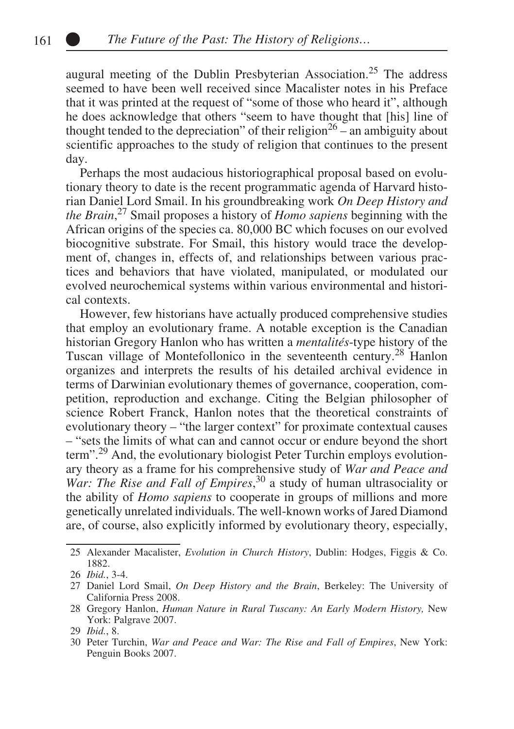augural meeting of the Dublin Presbyterian Association.[25] The address seemed to have been well received since Macalister notes in his Preface that it was printed at the request of "some of those who heard it", although he does acknowledge that others "seem to have thought that [his] line of thought tended to the depreciation" of their religion[26] – an ambiguity about scientific approaches to the study of religion that continues to the present day.

Perhaps the most audacious historiographical proposal based on evolutionary theory to date is the recent programmatic agenda of Harvard historian Daniel Lord Smail. In his groundbreaking work *On Deep History and the Brain*,[27] Smail proposes a history of *Homo sapiens* beginning with the African origins of the species ca. 80,000 BC which focuses on our evolved biocognitive substrate. For Smail, this history would trace the development of, changes in, effects of, and relationships between various practices and behaviors that have violated, manipulated, or modulated our evolved neurochemical systems within various environmental and historical contexts.

However, few historians have actually produced comprehensive studies that employ an evolutionary frame. A notable exception is the Canadian historian Gregory Hanlon who has written a *mentalités*-type history of the Tuscan village of Montefollonico in the seventeenth century.[28] Hanlon organizes and interprets the results of his detailed archival evidence in terms of Darwinian evolutionary themes of governance, cooperation, competition, reproduction and exchange. Citing the Belgian philosopher of science Robert Franck, Hanlon notes that the theoretical constraints of evolutionary theory – "the larger context" for proximate contextual causes – "sets the limits of what can and cannot occur or endure beyond the short term".[29] And, the evolutionary biologist Peter Turchin employs evolutionary theory as a frame for his comprehensive study of *War and Peace and War: The Rise and Fall of Empires*,[30] a study of human ultrasociality or the ability of *Homo sapiens* to cooperate in groups of millions and more genetically unrelated individuals. The well-known works of Jared Diamond are, of course, also explicitly informed by evolutionary theory, especially,

25 Alexander Macalister, *Evolution in Church History*, Dublin: Hodges, Figgis & Co. 1882.

26 *Ibid.*, 3-4.

27 Daniel Lord Smail, *On Deep History and the Brain*, Berkeley: The University of California Press 2008.

28 Gregory Hanlon, *Human Nature in Rural Tuscany: An Early Modern History,* New York: Palgrave 2007.

29 *Ibid.*, 8.

30 Peter Turchin, *War and Peace and War: The Rise and Fall of Empires*, New York: Penguin Books 2007.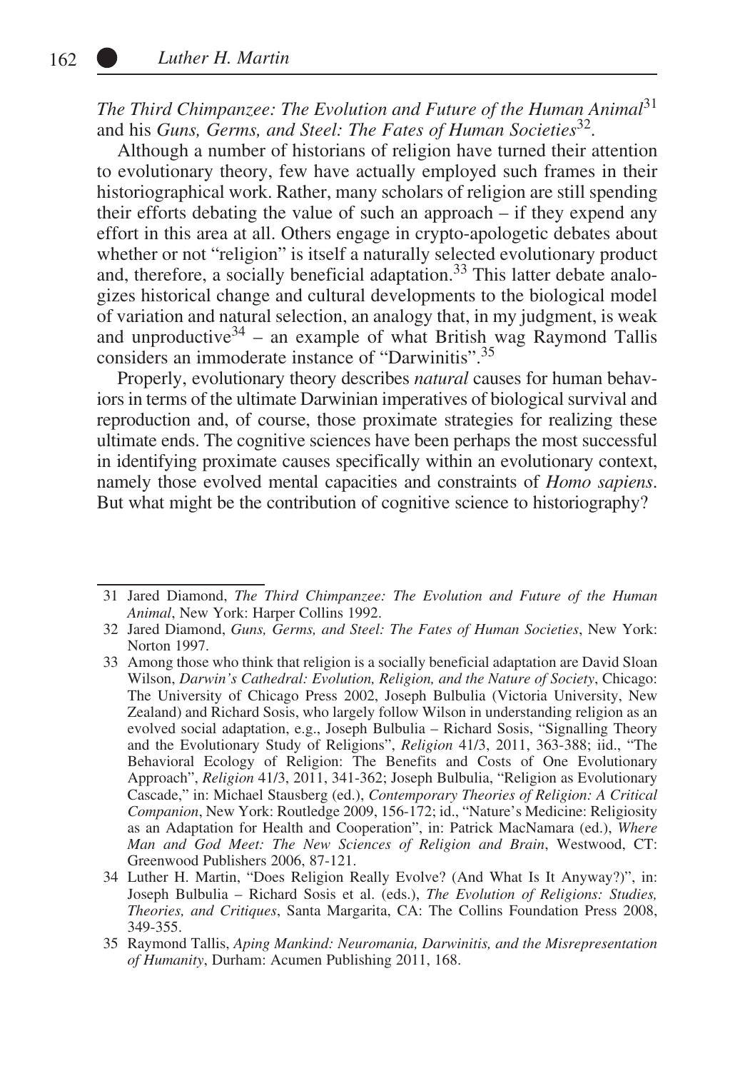*The Third Chimpanzee: The Evolution and Future of the Human Animal*[31] and his *Guns, Germs, and Steel: The Fates of Human Societies*[32].

Although a number of historians of religion have turned their attention to evolutionary theory, few have actually employed such frames in their historiographical work. Rather, many scholars of religion are still spending their efforts debating the value of such an approach – if they expend any effort in this area at all. Others engage in crypto-apologetic debates about whether or not "religion" is itself a naturally selected evolutionary product and, therefore, a socially beneficial adaptation.[33] This latter debate analogizes historical change and cultural developments to the biological model of variation and natural selection, an analogy that, in my judgment, is weak and unproductive[34] – an example of what British wag Raymond Tallis considers an immoderate instance of "Darwinitis".[35]

Properly, evolutionary theory describes *natural* causes for human behaviors in terms of the ultimate Darwinian imperatives of biological survival and reproduction and, of course, those proximate strategies for realizing these ultimate ends. The cognitive sciences have been perhaps the most successful in identifying proximate causes specifically within an evolutionary context, namely those evolved mental capacities and constraints of *Homo sapiens*. But what might be the contribution of cognitive science to historiography?

---

31 Jared Diamond, *The Third Chimpanzee: The Evolution and Future of the Human Animal*, New York: Harper Collins 1992.

32 Jared Diamond, *Guns, Germs, and Steel: The Fates of Human Societies*, New York: Norton 1997.

33 Among those who think that religion is a socially beneficial adaptation are David Sloan Wilson, *Darwin's Cathedral: Evolution, Religion, and the Nature of Society*, Chicago: The University of Chicago Press 2002, Joseph Bulbulia (Victoria University, New Zealand) and Richard Sosis, who largely follow Wilson in understanding religion as an evolved social adaptation, e.g., Joseph Bulbulia – Richard Sosis, "Signalling Theory and the Evolutionary Study of Religions", *Religion* 41/3, 2011, 363-388; iid., "The Behavioral Ecology of Religion: The Benefits and Costs of One Evolutionary Approach", *Religion* 41/3, 2011, 341-362; Joseph Bulbulia, "Religion as Evolutionary Cascade," in: Michael Stausberg (ed.), *Contemporary Theories of Religion: A Critical Companion*, New York: Routledge 2009, 156-172; id., "Nature's Medicine: Religiosity as an Adaptation for Health and Cooperation", in: Patrick MacNamara (ed.), *Where Man and God Meet: The New Sciences of Religion and Brain*, Westwood, CT: Greenwood Publishers 2006, 87-121.

34 Luther H. Martin, "Does Religion Really Evolve? (And What Is It Anyway?)", in: Joseph Bulbulia – Richard Sosis et al. (eds.), *The Evolution of Religions: Studies, Theories, and Critiques*, Santa Margarita, CA: The Collins Foundation Press 2008, 349-355.

35 Raymond Tallis, *Aping Mankind: Neuromania, Darwinitis, and the Misrepresentation of Humanity*, Durham: Acumen Publishing 2011, 168.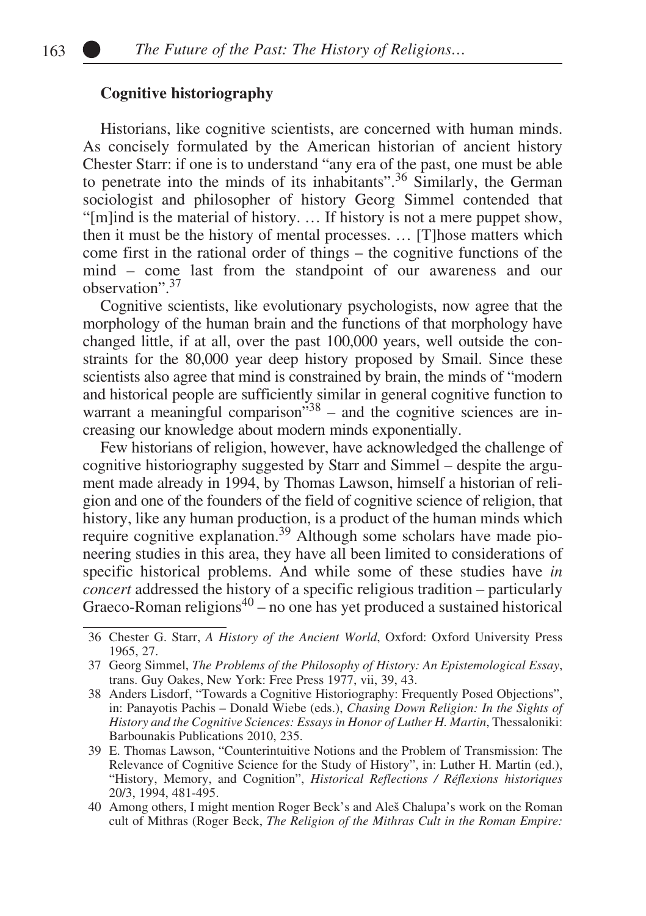## Cognitive historiography

Historians, like cognitive scientists, are concerned with human minds. As concisely formulated by the American historian of ancient history Chester Starr: if one is to understand "any era of the past, one must be able to penetrate into the minds of its inhabitants".[36] Similarly, the German sociologist and philosopher of history Georg Simmel contended that "[m]ind is the material of history. … If history is not a mere puppet show, then it must be the history of mental processes. … [T]hose matters which come first in the rational order of things – the cognitive functions of the mind – come last from the standpoint of our awareness and our observation".[37]

Cognitive scientists, like evolutionary psychologists, now agree that the morphology of the human brain and the functions of that morphology have changed little, if at all, over the past 100,000 years, well outside the constraints for the 80,000 year deep history proposed by Smail. Since these scientists also agree that mind is constrained by brain, the minds of "modern and historical people are sufficiently similar in general cognitive function to warrant a meaningful comparison"[38] – and the cognitive sciences are increasing our knowledge about modern minds exponentially.

Few historians of religion, however, have acknowledged the challenge of cognitive historiography suggested by Starr and Simmel – despite the argument made already in 1994, by Thomas Lawson, himself a historian of religion and one of the founders of the field of cognitive science of religion, that history, like any human production, is a product of the human minds which require cognitive explanation.[39] Although some scholars have made pioneering studies in this area, they have all been limited to considerations of specific historical problems. And while some of these studies have *in concert* addressed the history of a specific religious tradition – particularly Graeco-Roman religions[40] – no one has yet produced a sustained historical

---

36 Chester G. Starr, *A History of the Ancient World*, Oxford: Oxford University Press 1965, 27.

37 Georg Simmel, *The Problems of the Philosophy of History: An Epistemological Essay*, trans. Guy Oakes, New York: Free Press 1977, vii, 39, 43.

38 Anders Lisdorf, "Towards a Cognitive Historiography: Frequently Posed Objections", in: Panayotis Pachis – Donald Wiebe (eds.), *Chasing Down Religion: In the Sights of History and the Cognitive Sciences: Essays in Honor of Luther H. Martin*, Thessaloniki: Barbounakis Publications 2010, 235.

39 E. Thomas Lawson, "Counterintuitive Notions and the Problem of Transmission: The Relevance of Cognitive Science for the Study of History", in: Luther H. Martin (ed.), "History, Memory, and Cognition", *Historical Reflections / Réflexions historiques* 20/3, 1994, 481-495.

40 Among others, I might mention Roger Beck's and Aleš Chalupa's work on the Roman cult of Mithras (Roger Beck, *The Religion of the Mithras Cult in the Roman Empire:*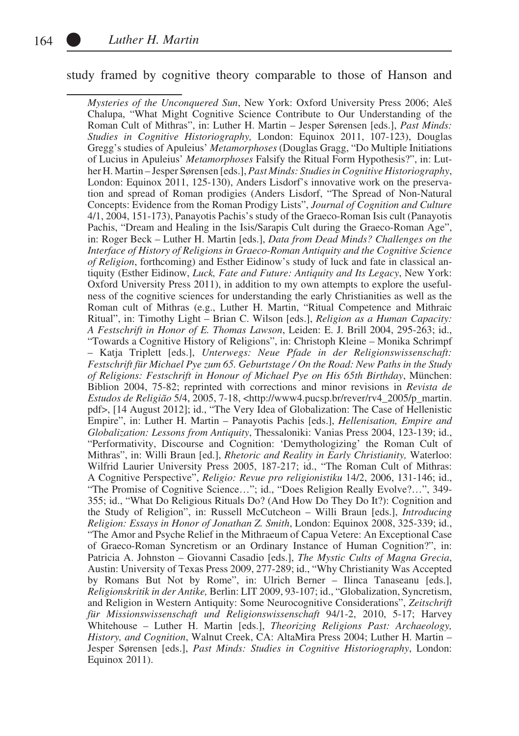study framed by cognitive theory comparable to those of Hanson and

---

*Mysteries of the Unconquered Sun*, New York: Oxford University Press 2006; Aleš Chalupa, "What Might Cognitive Science Contribute to Our Understanding of the Roman Cult of Mithras", in: Luther H. Martin – Jesper Sørensen [eds.], *Past Minds: Studies in Cognitive Historiography,* London: Equinox 2011, 107-123), Douglas Gregg's studies of Apuleius' *Metamorphoses* (Douglas Gragg, "Do Multiple Initiations of Lucius in Apuleius' *Metamorphoses* Falsify the Ritual Form Hypothesis?", in: Luther H. Martin – Jesper Sørensen [eds.], *Past Minds: Studies in Cognitive Historiography*, London: Equinox 2011, 125-130), Anders Lisdorf's innovative work on the preservation and spread of Roman prodigies (Anders Lisdorf, "The Spread of Non-Natural Concepts: Evidence from the Roman Prodigy Lists", *Journal of Cognition and Culture* 4/1, 2004, 151-173), Panayotis Pachis's study of the Graeco-Roman Isis cult (Panayotis Pachis, "Dream and Healing in the Isis/Sarapis Cult during the Graeco-Roman Age", in: Roger Beck – Luther H. Martin [eds.], *Data from Dead Minds? Challenges on the Interface of History of Religions in Graeco-Roman Antiquity and the Cognitive Science of Religion*, forthcoming) and Esther Eidinow's study of luck and fate in classical antiquity (Esther Eidinow, *Luck, Fate and Future: Antiquity and Its Legacy*, New York: Oxford University Press 2011), in addition to my own attempts to explore the usefulness of the cognitive sciences for understanding the early Christianities as well as the Roman cult of Mithras (e.g., Luther H. Martin, "Ritual Competence and Mithraic Ritual", in: Timothy Light – Brian C. Wilson [eds.], *Religion as a Human Capacity: A Festschrift in Honor of E. Thomas Lawson*, Leiden: E. J. Brill 2004, 295-263; id., "Towards a Cognitive History of Religions", in: Christoph Kleine – Monika Schrimpf – Katja Triplett [eds.], *Unterwegs: Neue Pfade in der Religionswissenschaft: Festschrift für Michael Pye zum 65. Geburtstage / On the Road: New Paths in the Study of Religions: Festschrift in Honour of Michael Pye on His 65th Birthday*, München: Biblion 2004, 75-82; reprinted with corrections and minor revisions in *Revista de Estudos de Religião* 5/4, 2005, 7-18, <http://www4.pucsp.br/rever/rv4_2005/p_martin.pdf>, [14 August 2012]; id., "The Very Idea of Globalization: The Case of Hellenistic Empire", in: Luther H. Martin – Panayotis Pachis [eds.], *Hellenisation, Empire and Globalization: Lessons from Antiquity*, Thessaloniki: Vanias Press 2004, 123-139; id., "Performativity, Discourse and Cognition: 'Demythologizing' the Roman Cult of Mithras", in: Willi Braun [ed.], *Rhetoric and Reality in Early Christianity,* Waterloo: Wilfrid Laurier University Press 2005, 187-217; id., "The Roman Cult of Mithras: A Cognitive Perspective", *Religio: Revue pro religionistiku* 14/2, 2006, 131-146; id., "The Promise of Cognitive Science…"; id., "Does Religion Really Evolve?…", 349-355; id., "What Do Religious Rituals Do? (And How Do They Do It?): Cognition and the Study of Religion", in: Russell McCutcheon – Willi Braun [eds.], *Introducing Religion: Essays in Honor of Jonathan Z. Smith*, London: Equinox 2008, 325-339; id., "The Amor and Psyche Relief in the Mithraeum of Capua Vetere: An Exceptional Case of Graeco-Roman Syncretism or an Ordinary Instance of Human Cognition?", in: Patricia A. Johnston – Giovanni Casadio [eds.], *The Mystic Cults of Magna Grecia*, Austin: University of Texas Press 2009, 277-289; id., "Why Christianity Was Accepted by Romans But Not by Rome", in: Ulrich Berner – Ilinca Tanaseanu [eds.], *Religionskritik in der Antike,* Berlin: LIT 2009, 93-107; id., "Globalization, Syncretism, and Religion in Western Antiquity: Some Neurocognitive Considerations", *Zeitschrift für Missionswissenschaft und Religionswissenschaft* 94/1-2, 2010, 5-17; Harvey Whitehouse – Luther H. Martin [eds.], *Theorizing Religions Past: Archaeology, History, and Cognition*, Walnut Creek, CA: AltaMira Press 2004; Luther H. Martin – Jesper Sørensen [eds.], *Past Minds: Studies in Cognitive Historiography*, London: Equinox 2011).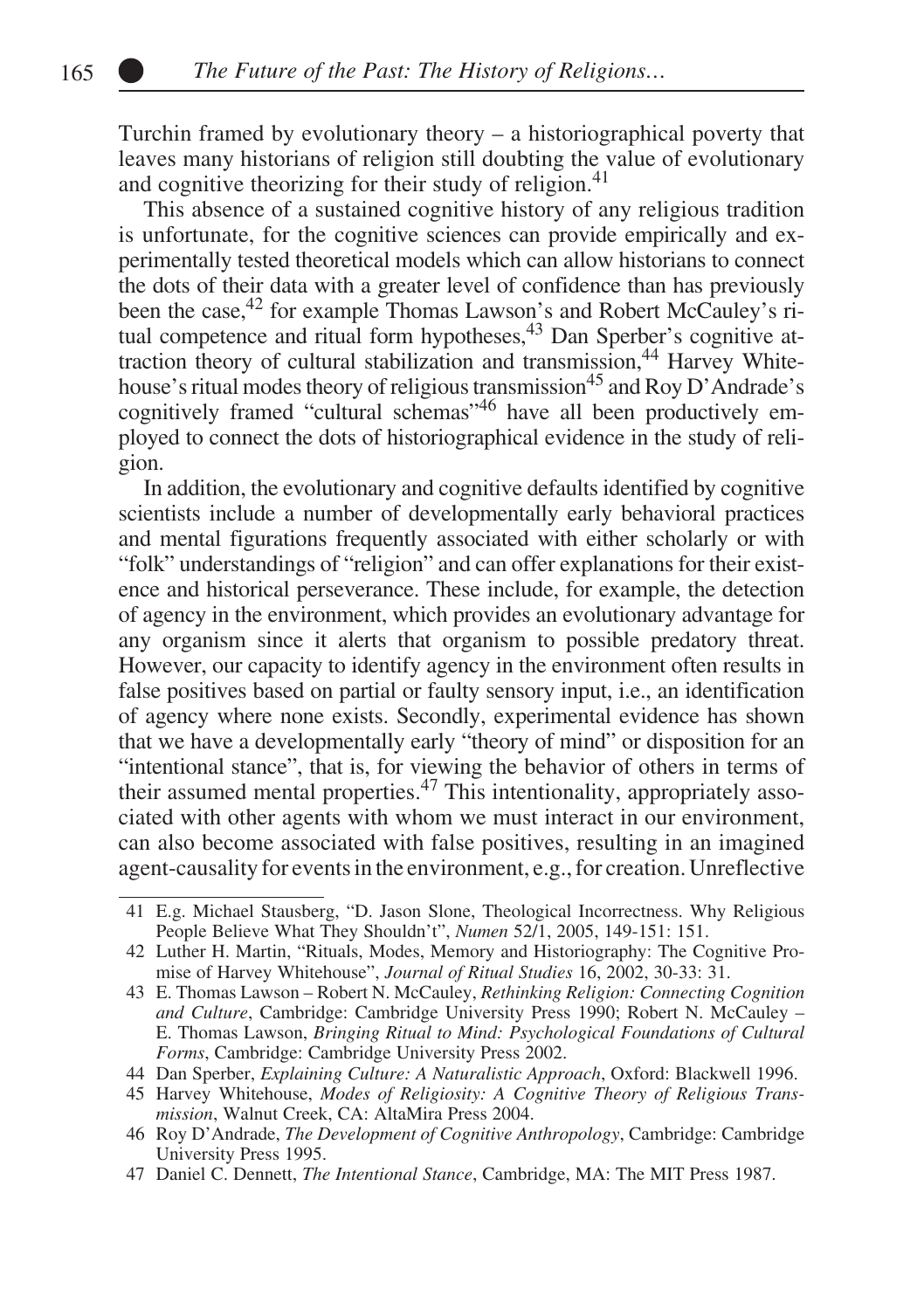Turchin framed by evolutionary theory – a historiographical poverty that leaves many historians of religion still doubting the value of evolutionary and cognitive theorizing for their study of religion.[41]

This absence of a sustained cognitive history of any religious tradition is unfortunate, for the cognitive sciences can provide empirically and experimentally tested theoretical models which can allow historians to connect the dots of their data with a greater level of confidence than has previously been the case,[42] for example Thomas Lawson's and Robert McCauley's ritual competence and ritual form hypotheses,[43] Dan Sperber's cognitive attraction theory of cultural stabilization and transmission,[44] Harvey Whitehouse's ritual modes theory of religious transmission[45] and Roy D'Andrade's cognitively framed "cultural schemas"[46] have all been productively employed to connect the dots of historiographical evidence in the study of religion.

In addition, the evolutionary and cognitive defaults identified by cognitive scientists include a number of developmentally early behavioral practices and mental figurations frequently associated with either scholarly or with "folk" understandings of "religion" and can offer explanations for their existence and historical perseverance. These include, for example, the detection of agency in the environment, which provides an evolutionary advantage for any organism since it alerts that organism to possible predatory threat. However, our capacity to identify agency in the environment often results in false positives based on partial or faulty sensory input, i.e., an identification of agency where none exists. Secondly, experimental evidence has shown that we have a developmentally early "theory of mind" or disposition for an "intentional stance", that is, for viewing the behavior of others in terms of their assumed mental properties.[47] This intentionality, appropriately associated with other agents with whom we must interact in our environment, can also become associated with false positives, resulting in an imagined agent-causality for events in the environment, e.g., for creation. Unreflective

---

41 E.g. Michael Stausberg, "D. Jason Slone, Theological Incorrectness. Why Religious People Believe What They Shouldn't", *Numen* 52/1, 2005, 149-151: 151.

42 Luther H. Martin, "Rituals, Modes, Memory and Historiography: The Cognitive Promise of Harvey Whitehouse", *Journal of Ritual Studies* 16, 2002, 30-33: 31.

43 E. Thomas Lawson – Robert N. McCauley, *Rethinking Religion: Connecting Cognition and Culture*, Cambridge: Cambridge University Press 1990; Robert N. McCauley – E. Thomas Lawson, *Bringing Ritual to Mind: Psychological Foundations of Cultural Forms*, Cambridge: Cambridge University Press 2002.

44 Dan Sperber, *Explaining Culture: A Naturalistic Approach*, Oxford: Blackwell 1996.

45 Harvey Whitehouse, *Modes of Religiosity: A Cognitive Theory of Religious Transmission*, Walnut Creek, CA: AltaMira Press 2004.

46 Roy D'Andrade, *The Development of Cognitive Anthropology*, Cambridge: Cambridge University Press 1995.

47 Daniel C. Dennett, *The Intentional Stance*, Cambridge, MA: The MIT Press 1987.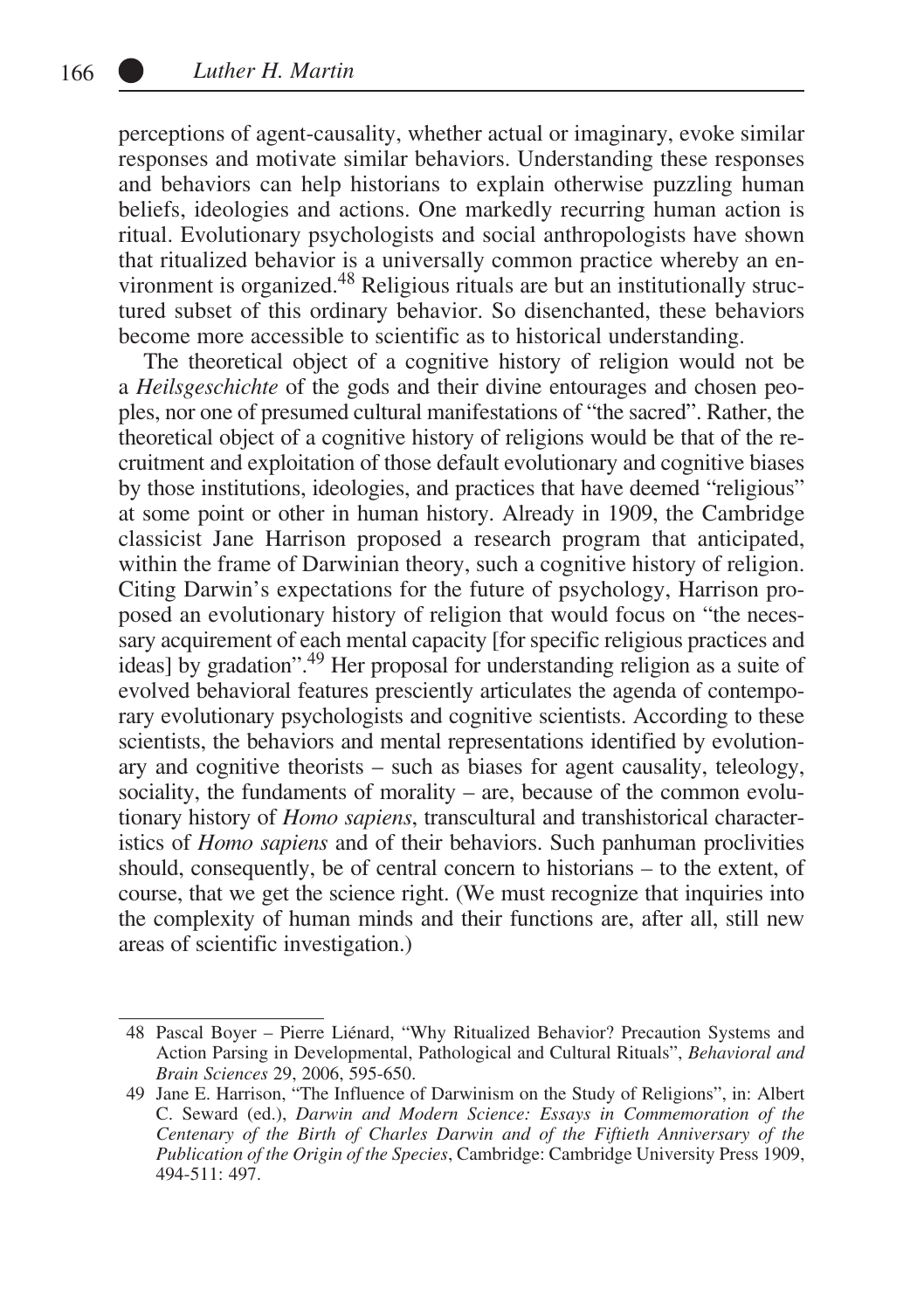perceptions of agent-causality, whether actual or imaginary, evoke similar responses and motivate similar behaviors. Understanding these responses and behaviors can help historians to explain otherwise puzzling human beliefs, ideologies and actions. One markedly recurring human action is ritual. Evolutionary psychologists and social anthropologists have shown that ritualized behavior is a universally common practice whereby an environment is organized.[48] Religious rituals are but an institutionally structured subset of this ordinary behavior. So disenchanted, these behaviors become more accessible to scientific as to historical understanding.

The theoretical object of a cognitive history of religion would not be a *Heilsgeschichte* of the gods and their divine entourages and chosen peoples, nor one of presumed cultural manifestations of "the sacred". Rather, the theoretical object of a cognitive history of religions would be that of the recruitment and exploitation of those default evolutionary and cognitive biases by those institutions, ideologies, and practices that have deemed "religious" at some point or other in human history. Already in 1909, the Cambridge classicist Jane Harrison proposed a research program that anticipated, within the frame of Darwinian theory, such a cognitive history of religion. Citing Darwin's expectations for the future of psychology, Harrison proposed an evolutionary history of religion that would focus on "the necessary acquirement of each mental capacity [for specific religious practices and ideas] by gradation".[49] Her proposal for understanding religion as a suite of evolved behavioral features presciently articulates the agenda of contemporary evolutionary psychologists and cognitive scientists. According to these scientists, the behaviors and mental representations identified by evolutionary and cognitive theorists – such as biases for agent causality, teleology, sociality, the fundaments of morality – are, because of the common evolutionary history of *Homo sapiens*, transcultural and transhistorical characteristics of *Homo sapiens* and of their behaviors. Such panhuman proclivities should, consequently, be of central concern to historians – to the extent, of course, that we get the science right. (We must recognize that inquiries into the complexity of human minds and their functions are, after all, still new areas of scientific investigation.)

48 Pascal Boyer – Pierre Liénard, "Why Ritualized Behavior? Precaution Systems and Action Parsing in Developmental, Pathological and Cultural Rituals", *Behavioral and Brain Sciences* 29, 2006, 595-650.

49 Jane E. Harrison, "The Influence of Darwinism on the Study of Religions", in: Albert C. Seward (ed.), *Darwin and Modern Science: Essays in Commemoration of the Centenary of the Birth of Charles Darwin and of the Fiftieth Anniversary of the Publication of the Origin of the Species*, Cambridge: Cambridge University Press 1909, 494-511: 497.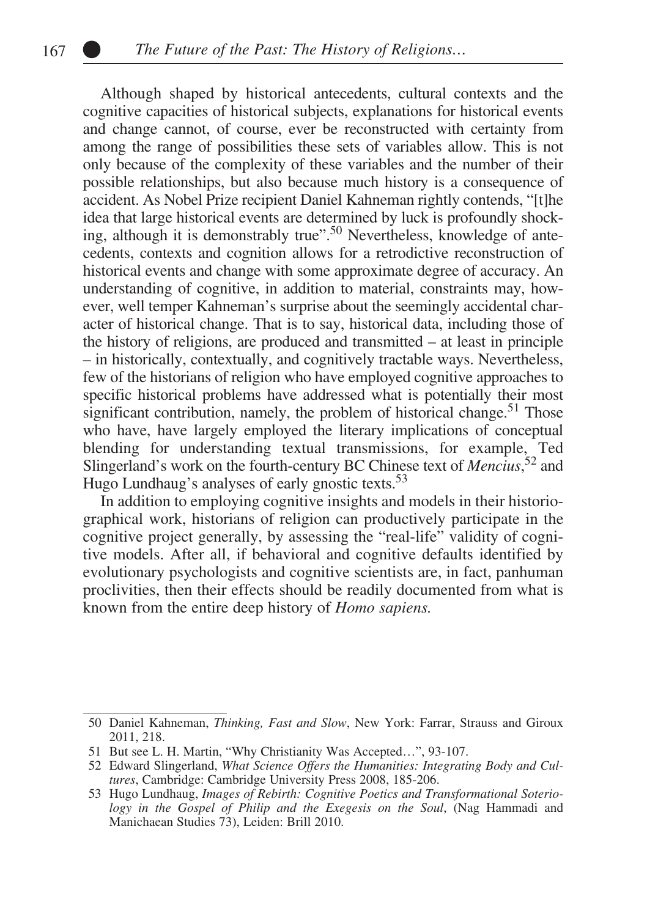Although shaped by historical antecedents, cultural contexts and the cognitive capacities of historical subjects, explanations for historical events and change cannot, of course, ever be reconstructed with certainty from among the range of possibilities these sets of variables allow. This is not only because of the complexity of these variables and the number of their possible relationships, but also because much history is a consequence of accident. As Nobel Prize recipient Daniel Kahneman rightly contends, "[t]he idea that large historical events are determined by luck is profoundly shocking, although it is demonstrably true".[50] Nevertheless, knowledge of antecedents, contexts and cognition allows for a retrodictive reconstruction of historical events and change with some approximate degree of accuracy. An understanding of cognitive, in addition to material, constraints may, however, well temper Kahneman's surprise about the seemingly accidental character of historical change. That is to say, historical data, including those of the history of religions, are produced and transmitted – at least in principle – in historically, contextually, and cognitively tractable ways. Nevertheless, few of the historians of religion who have employed cognitive approaches to specific historical problems have addressed what is potentially their most significant contribution, namely, the problem of historical change.[51] Those who have, have largely employed the literary implications of conceptual blending for understanding textual transmissions, for example, Ted Slingerland's work on the fourth-century BC Chinese text of *Mencius*,[52] and Hugo Lundhaug's analyses of early gnostic texts.[53]

In addition to employing cognitive insights and models in their historiographical work, historians of religion can productively participate in the cognitive project generally, by assessing the "real-life" validity of cognitive models. After all, if behavioral and cognitive defaults identified by evolutionary psychologists and cognitive scientists are, in fact, panhuman proclivities, then their effects should be readily documented from what is known from the entire deep history of *Homo sapiens.*

---

50 Daniel Kahneman, *Thinking, Fast and Slow*, New York: Farrar, Strauss and Giroux 2011, 218.

51 But see L. H. Martin, "Why Christianity Was Accepted…", 93-107.

52 Edward Slingerland, *What Science Offers the Humanities: Integrating Body and Cultures*, Cambridge: Cambridge University Press 2008, 185-206.

53 Hugo Lundhaug, *Images of Rebirth: Cognitive Poetics and Transformational Soteriology in the Gospel of Philip and the Exegesis on the Soul*, (Nag Hammadi and Manichaean Studies 73), Leiden: Brill 2010.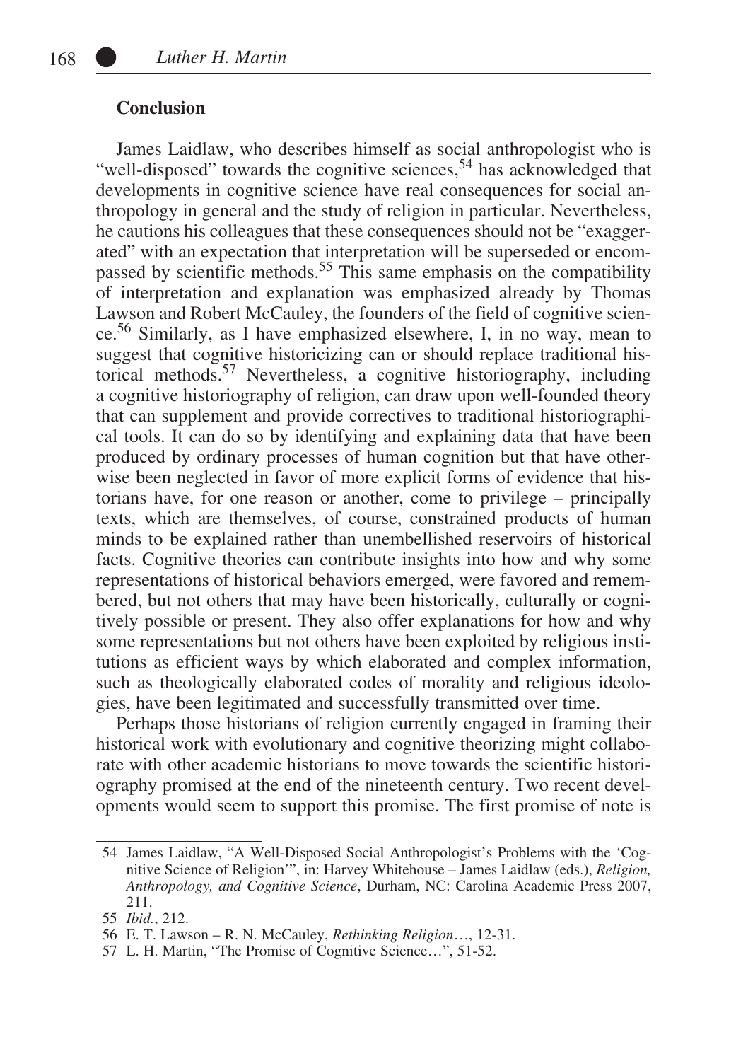## Conclusion

James Laidlaw, who describes himself as social anthropologist who is "well-disposed" towards the cognitive sciences,[54] has acknowledged that developments in cognitive science have real consequences for social anthropology in general and the study of religion in particular. Nevertheless, he cautions his colleagues that these consequences should not be "exaggerated" with an expectation that interpretation will be superseded or encompassed by scientific methods.[55] This same emphasis on the compatibility of interpretation and explanation was emphasized already by Thomas Lawson and Robert McCauley, the founders of the field of cognitive science.[56] Similarly, as I have emphasized elsewhere, I, in no way, mean to suggest that cognitive historicizing can or should replace traditional historical methods.[57] Nevertheless, a cognitive historiography, including a cognitive historiography of religion, can draw upon well-founded theory that can supplement and provide correctives to traditional historiographical tools. It can do so by identifying and explaining data that have been produced by ordinary processes of human cognition but that have otherwise been neglected in favor of more explicit forms of evidence that historians have, for one reason or another, come to privilege – principally texts, which are themselves, of course, constrained products of human minds to be explained rather than unembellished reservoirs of historical facts. Cognitive theories can contribute insights into how and why some representations of historical behaviors emerged, were favored and remembered, but not others that may have been historically, culturally or cognitively possible or present. They also offer explanations for how and why some representations but not others have been exploited by religious institutions as efficient ways by which elaborated and complex information, such as theologically elaborated codes of morality and religious ideologies, have been legitimated and successfully transmitted over time.

Perhaps those historians of religion currently engaged in framing their historical work with evolutionary and cognitive theorizing might collaborate with other academic historians to move towards the scientific historiography promised at the end of the nineteenth century. Two recent developments would seem to support this promise. The first promise of note is

---

54 James Laidlaw, "A Well-Disposed Social Anthropologist's Problems with the 'Cognitive Science of Religion'", in: Harvey Whitehouse – James Laidlaw (eds.), *Religion, Anthropology, and Cognitive Science*, Durham, NC: Carolina Academic Press 2007, 211.

55 *Ibid.*, 212.

56 E. T. Lawson – R. N. McCauley, *Rethinking Religion*…, 12-31.

57 L. H. Martin, "The Promise of Cognitive Science…", 51-52.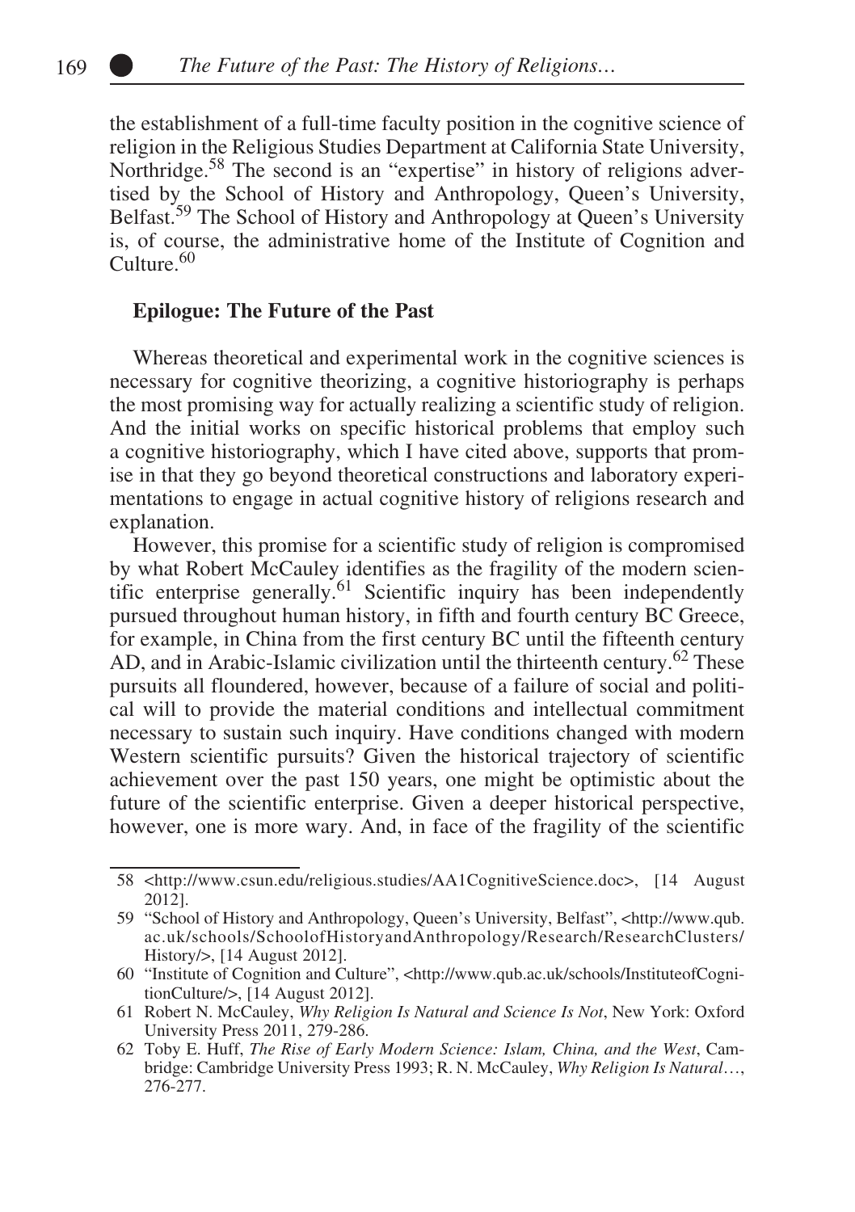the establishment of a full-time faculty position in the cognitive science of religion in the Religious Studies Department at California State University, Northridge.[58] The second is an "expertise" in history of religions advertised by the School of History and Anthropology, Queen's University, Belfast.[59] The School of History and Anthropology at Queen's University is, of course, the administrative home of the Institute of Cognition and Culture.[60]

## Epilogue: The Future of the Past

Whereas theoretical and experimental work in the cognitive sciences is necessary for cognitive theorizing, a cognitive historiography is perhaps the most promising way for actually realizing a scientific study of religion. And the initial works on specific historical problems that employ such a cognitive historiography, which I have cited above, supports that promise in that they go beyond theoretical constructions and laboratory experimentations to engage in actual cognitive history of religions research and explanation.

However, this promise for a scientific study of religion is compromised by what Robert McCauley identifies as the fragility of the modern scientific enterprise generally.[61] Scientific inquiry has been independently pursued throughout human history, in fifth and fourth century BC Greece, for example, in China from the first century BC until the fifteenth century AD, and in Arabic-Islamic civilization until the thirteenth century.[62] These pursuits all floundered, however, because of a failure of social and political will to provide the material conditions and intellectual commitment necessary to sustain such inquiry. Have conditions changed with modern Western scientific pursuits? Given the historical trajectory of scientific achievement over the past 150 years, one might be optimistic about the future of the scientific enterprise. Given a deeper historical perspective, however, one is more wary. And, in face of the fragility of the scientific

---

58 <http://www.csun.edu/religious.studies/AA1CognitiveScience.doc>, [14 August 2012].

59 "School of History and Anthropology, Queen's University, Belfast", <http://www.qub.ac.uk/schools/SchoolofHistoryandAnthropology/Research/ResearchClusters/History/>, [14 August 2012].

60 "Institute of Cognition and Culture", <http://www.qub.ac.uk/schools/InstituteofCognitionCulture/>, [14 August 2012].

61 Robert N. McCauley, *Why Religion Is Natural and Science Is Not*, New York: Oxford University Press 2011, 279-286.

62 Toby E. Huff, *The Rise of Early Modern Science: Islam, China, and the West*, Cambridge: Cambridge University Press 1993; R. N. McCauley, *Why Religion Is Natural*…, 276-277.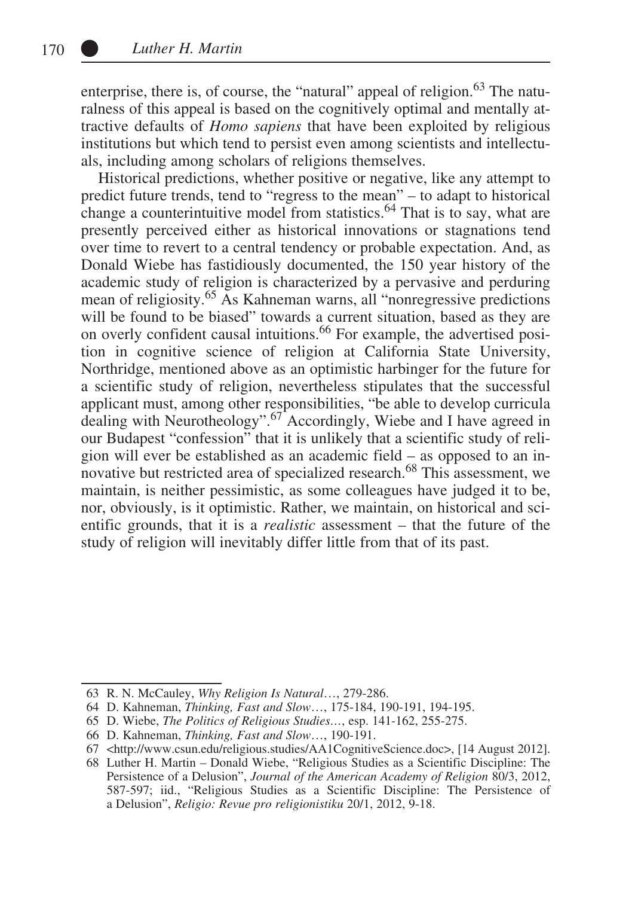enterprise, there is, of course, the "natural" appeal of religion.[63] The naturalness of this appeal is based on the cognitively optimal and mentally attractive defaults of *Homo sapiens* that have been exploited by religious institutions but which tend to persist even among scientists and intellectuals, including among scholars of religions themselves.

Historical predictions, whether positive or negative, like any attempt to predict future trends, tend to "regress to the mean" – to adapt to historical change a counterintuitive model from statistics.[64] That is to say, what are presently perceived either as historical innovations or stagnations tend over time to revert to a central tendency or probable expectation. And, as Donald Wiebe has fastidiously documented, the 150 year history of the academic study of religion is characterized by a pervasive and perduring mean of religiosity.[65] As Kahneman warns, all "nonregressive predictions will be found to be biased" towards a current situation, based as they are on overly confident causal intuitions.[66] For example, the advertised position in cognitive science of religion at California State University, Northridge, mentioned above as an optimistic harbinger for the future for a scientific study of religion, nevertheless stipulates that the successful applicant must, among other responsibilities, "be able to develop curricula dealing with Neurotheology".[67] Accordingly, Wiebe and I have agreed in our Budapest "confession" that it is unlikely that a scientific study of religion will ever be established as an academic field – as opposed to an innovative but restricted area of specialized research.[68] This assessment, we maintain, is neither pessimistic, as some colleagues have judged it to be, nor, obviously, is it optimistic. Rather, we maintain, on historical and scientific grounds, that it is a *realistic* assessment – that the future of the study of religion will inevitably differ little from that of its past.

---

63 R. N. McCauley, *Why Religion Is Natural*…, 279-286.

64 D. Kahneman, *Thinking, Fast and Slow*…, 175-184, 190-191, 194-195.

65 D. Wiebe, *The Politics of Religious Studies*…, esp. 141-162, 255-275.

66 D. Kahneman, *Thinking, Fast and Slow*…, 190-191.

67 <http://www.csun.edu/religious.studies/AA1CognitiveScience.doc>, [14 August 2012].

68 Luther H. Martin – Donald Wiebe, "Religious Studies as a Scientific Discipline: The Persistence of a Delusion", *Journal of the American Academy of Religion* 80/3, 2012, 587-597; iid., "Religious Studies as a Scientific Discipline: The Persistence of a Delusion", *Religio: Revue pro religionistiku* 20/1, 2012, 9-18.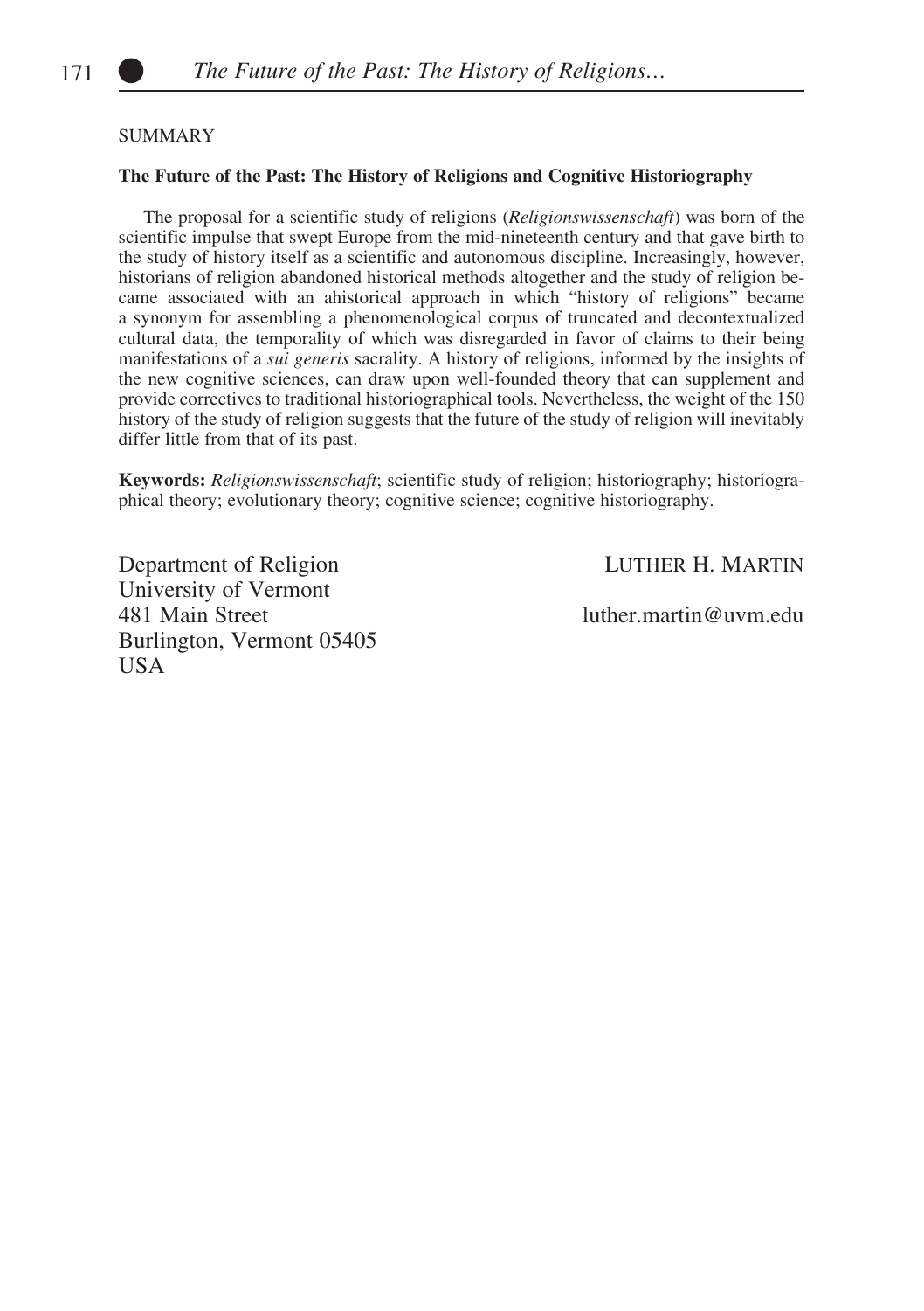SUMMARY

**The Future of the Past: The History of Religions and Cognitive Historiography**

The proposal for a scientific study of religions (*Religionswissenschaft*) was born of the scientific impulse that swept Europe from the mid-nineteenth century and that gave birth to the study of history itself as a scientific and autonomous discipline. Increasingly, however, historians of religion abandoned historical methods altogether and the study of religion became associated with an ahistorical approach in which "history of religions" became a synonym for assembling a phenomenological corpus of truncated and decontextualized cultural data, the temporality of which was disregarded in favor of claims to their being manifestations of a *sui generis* sacrality. A history of religions, informed by the insights of the new cognitive sciences, can draw upon well-founded theory that can supplement and provide correctives to traditional historiographical tools. Nevertheless, the weight of the 150 history of the study of religion suggests that the future of the study of religion will inevitably differ little from that of its past.

**Keywords:** *Religionswissenschaft*; scientific study of religion; historiography; historiographical theory; evolutionary theory; cognitive science; cognitive historiography.

Department of Religion
University of Vermont
481 Main Street
Burlington, Vermont 05405
USA

LUTHER H. MARTIN

luther.martin@uvm.edu